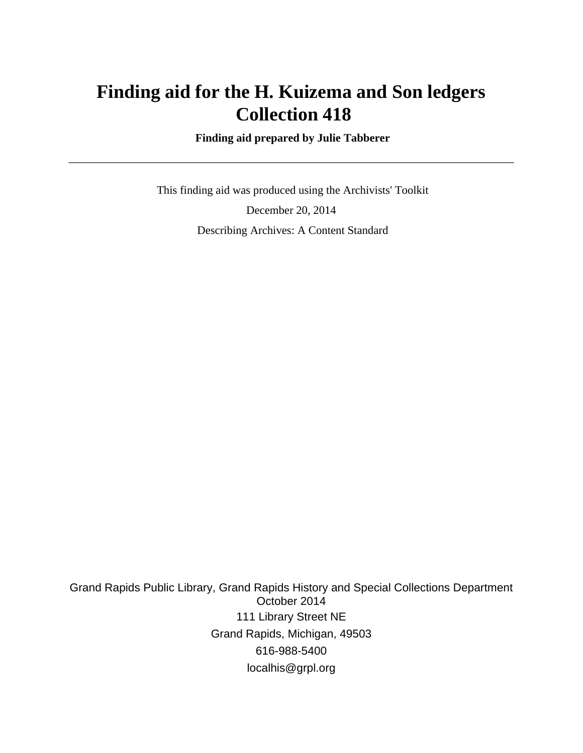# Finding aid for the H. Kuizema and Son ledgers
# Collection 418

**Finding aid prepared by Julie Tabberer**

---

This finding aid was produced using the Archivists' Toolkit

December 20, 2014

Describing Archives: A Content Standard

Grand Rapids Public Library, Grand Rapids History and Special Collections Department
October 2014
111 Library Street NE
Grand Rapids, Michigan, 49503
616-988-5400
localhis@grpl.org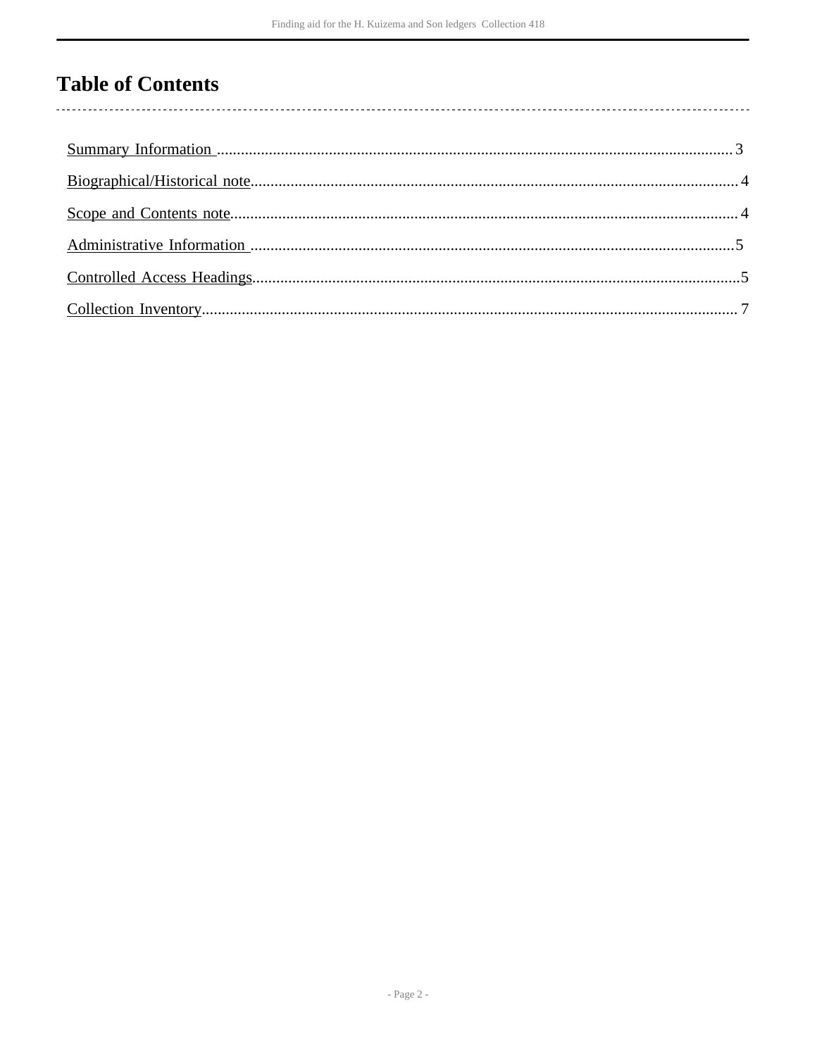# Table of Contents

Summary Information .......... 3

Biographical/Historical note .......... 4

Scope and Contents note .......... 4

Administrative Information .......... 5

Controlled Access Headings .......... 5

Collection Inventory .......... 7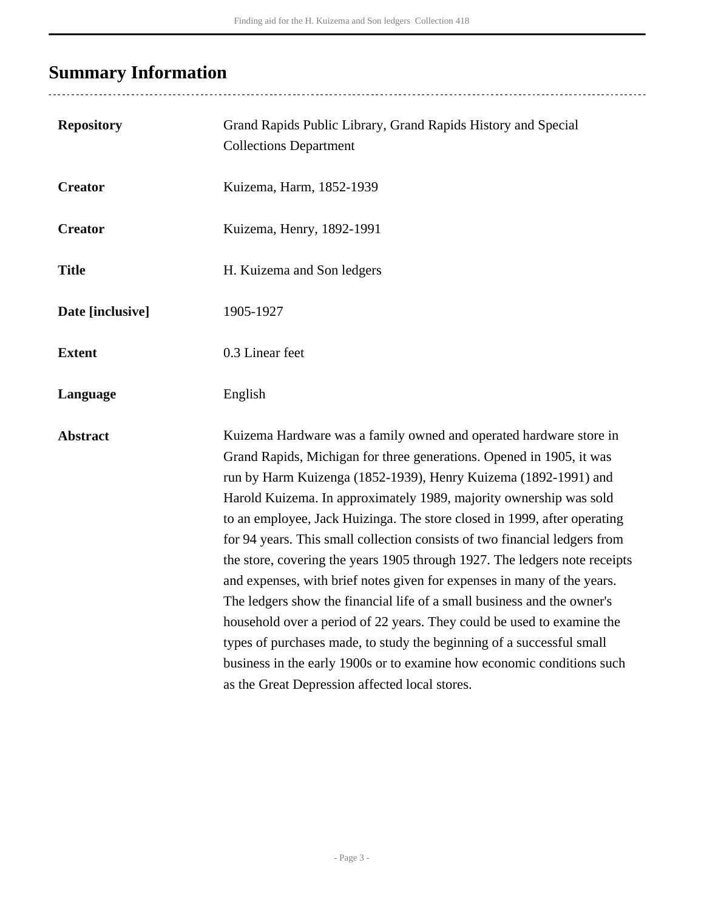## Summary Information

| | |
|---|---|
| **Repository** | Grand Rapids Public Library, Grand Rapids History and Special Collections Department |
| **Creator** | Kuizema, Harm, 1852-1939 |
| **Creator** | Kuizema, Henry, 1892-1991 |
| **Title** | H. Kuizema and Son ledgers |
| **Date [inclusive]** | 1905-1927 |
| **Extent** | 0.3 Linear feet |
| **Language** | English |
| **Abstract** | Kuizema Hardware was a family owned and operated hardware store in Grand Rapids, Michigan for three generations. Opened in 1905, it was run by Harm Kuizenga (1852-1939), Henry Kuizema (1892-1991) and Harold Kuizema. In approximately 1989, majority ownership was sold to an employee, Jack Huizinga. The store closed in 1999, after operating for 94 years. This small collection consists of two financial ledgers from the store, covering the years 1905 through 1927. The ledgers note receipts and expenses, with brief notes given for expenses in many of the years. The ledgers show the financial life of a small business and the owner's household over a period of 22 years. They could be used to examine the types of purchases made, to study the beginning of a successful small business in the early 1900s or to examine how economic conditions such as the Great Depression affected local stores. |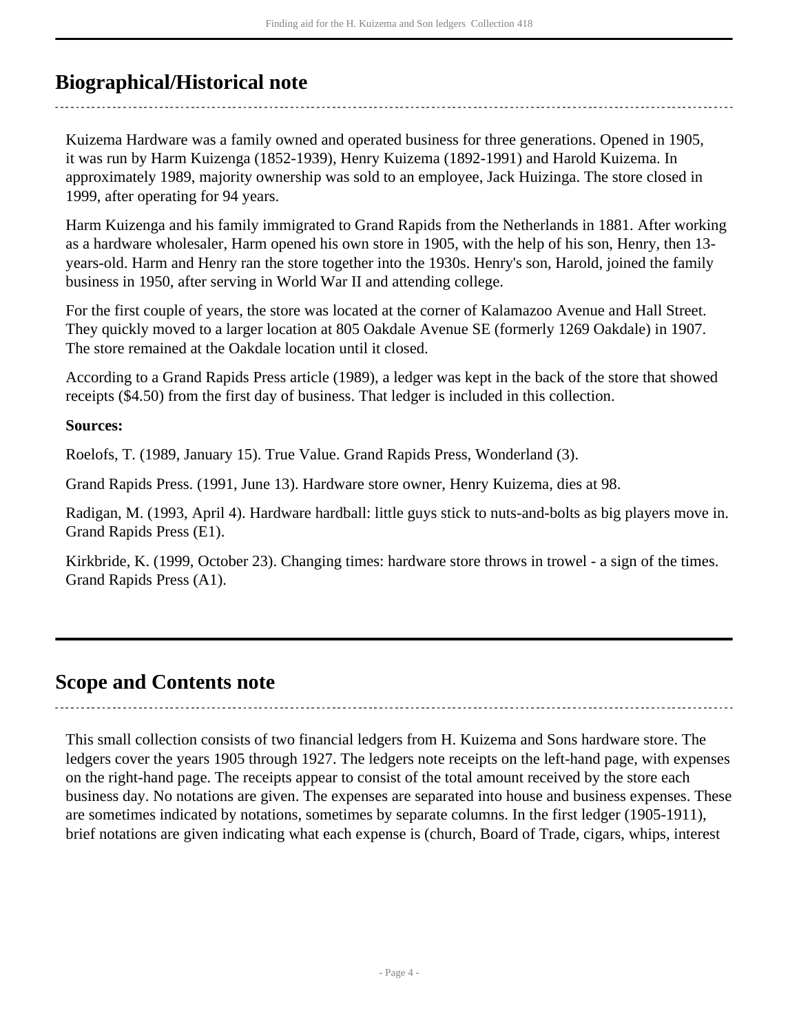## Biographical/Historical note

Kuizema Hardware was a family owned and operated business for three generations. Opened in 1905, it was run by Harm Kuizenga (1852-1939), Henry Kuizema (1892-1991) and Harold Kuizema. In approximately 1989, majority ownership was sold to an employee, Jack Huizinga. The store closed in 1999, after operating for 94 years.

Harm Kuizenga and his family immigrated to Grand Rapids from the Netherlands in 1881. After working as a hardware wholesaler, Harm opened his own store in 1905, with the help of his son, Henry, then 13-years-old. Harm and Henry ran the store together into the 1930s. Henry's son, Harold, joined the family business in 1950, after serving in World War II and attending college.

For the first couple of years, the store was located at the corner of Kalamazoo Avenue and Hall Street. They quickly moved to a larger location at 805 Oakdale Avenue SE (formerly 1269 Oakdale) in 1907. The store remained at the Oakdale location until it closed.

According to a Grand Rapids Press article (1989), a ledger was kept in the back of the store that showed receipts ($4.50) from the first day of business. That ledger is included in this collection.

**Sources:**

Roelofs, T. (1989, January 15). True Value. Grand Rapids Press, Wonderland (3).

Grand Rapids Press. (1991, June 13). Hardware store owner, Henry Kuizema, dies at 98.

Radigan, M. (1993, April 4). Hardware hardball: little guys stick to nuts-and-bolts as big players move in. Grand Rapids Press (E1).

Kirkbride, K. (1999, October 23). Changing times: hardware store throws in trowel - a sign of the times. Grand Rapids Press (A1).

## Scope and Contents note

This small collection consists of two financial ledgers from H. Kuizema and Sons hardware store. The ledgers cover the years 1905 through 1927. The ledgers note receipts on the left-hand page, with expenses on the right-hand page. The receipts appear to consist of the total amount received by the store each business day. No notations are given. The expenses are separated into house and business expenses. These are sometimes indicated by notations, sometimes by separate columns. In the first ledger (1905-1911), brief notations are given indicating what each expense is (church, Board of Trade, cigars, whips, interest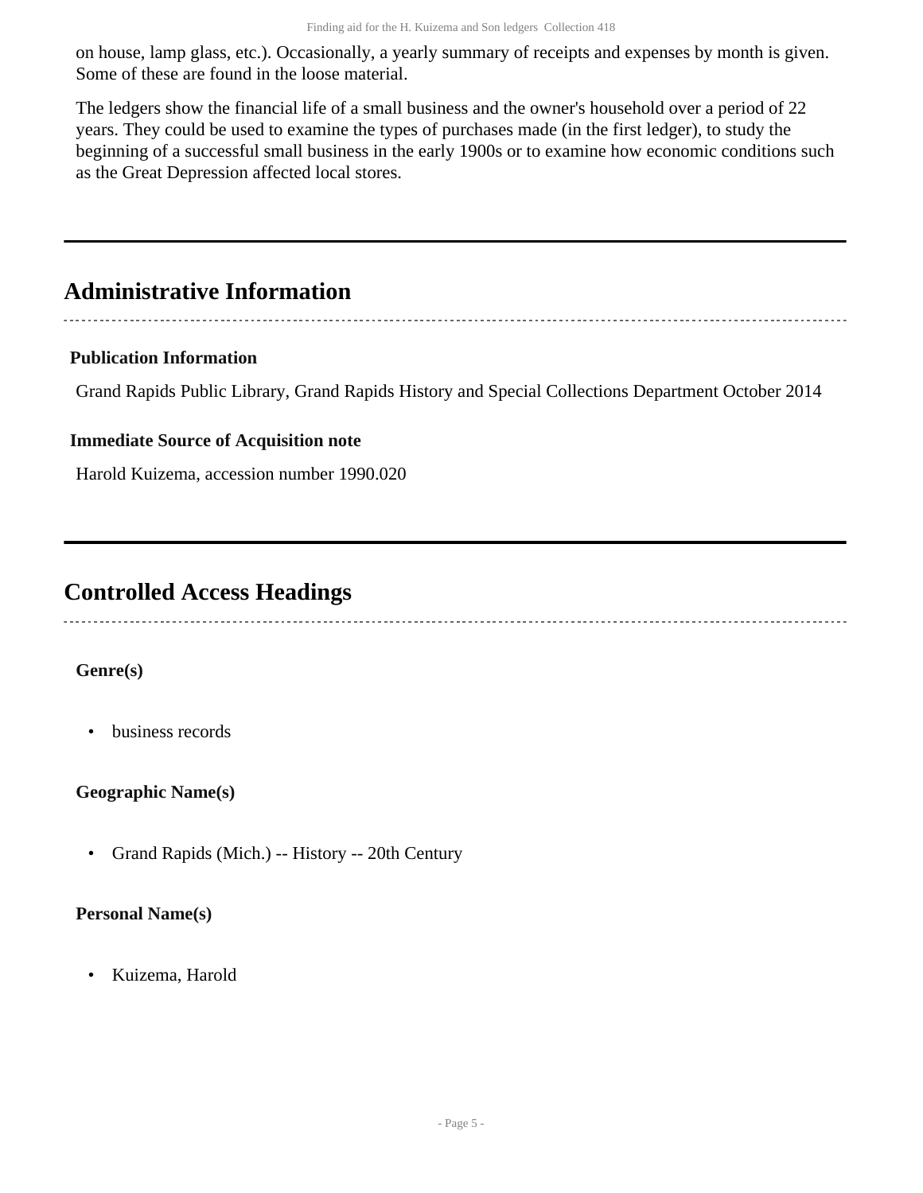on house, lamp glass, etc.). Occasionally, a yearly summary of receipts and expenses by month is given. Some of these are found in the loose material.

The ledgers show the financial life of a small business and the owner's household over a period of 22 years. They could be used to examine the types of purchases made (in the first ledger), to study the beginning of a successful small business in the early 1900s or to examine how economic conditions such as the Great Depression affected local stores.

## Administrative Information

**Publication Information**

Grand Rapids Public Library, Grand Rapids History and Special Collections Department October 2014

**Immediate Source of Acquisition note**

Harold Kuizema, accession number 1990.020

## Controlled Access Headings

**Genre(s)**

- business records

**Geographic Name(s)**

- Grand Rapids (Mich.) -- History -- 20th Century

**Personal Name(s)**

- Kuizema, Harold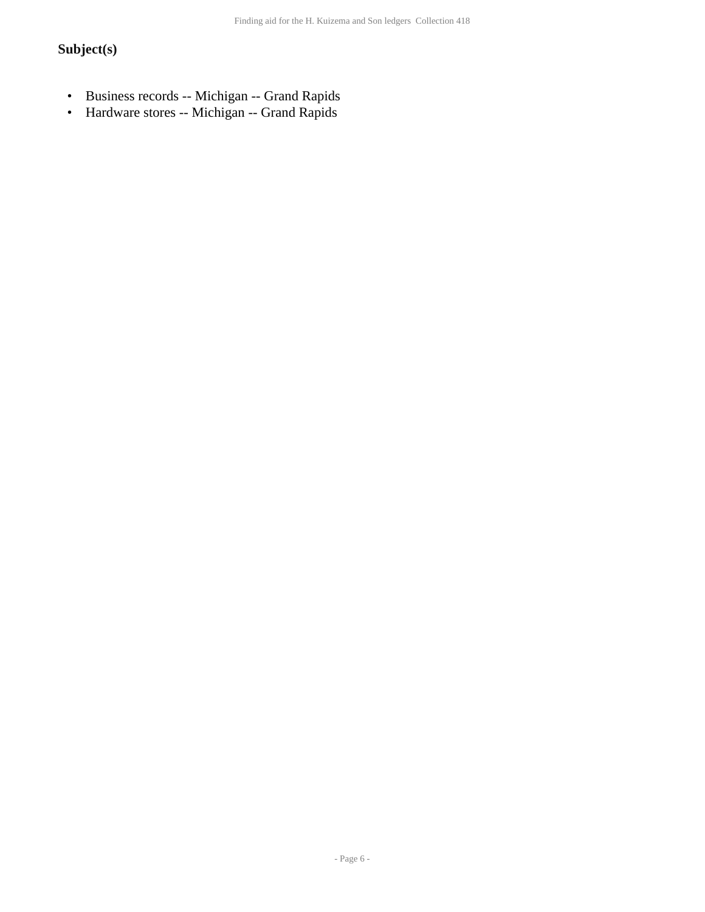### Subject(s)

- Business records -- Michigan -- Grand Rapids
- Hardware stores -- Michigan -- Grand Rapids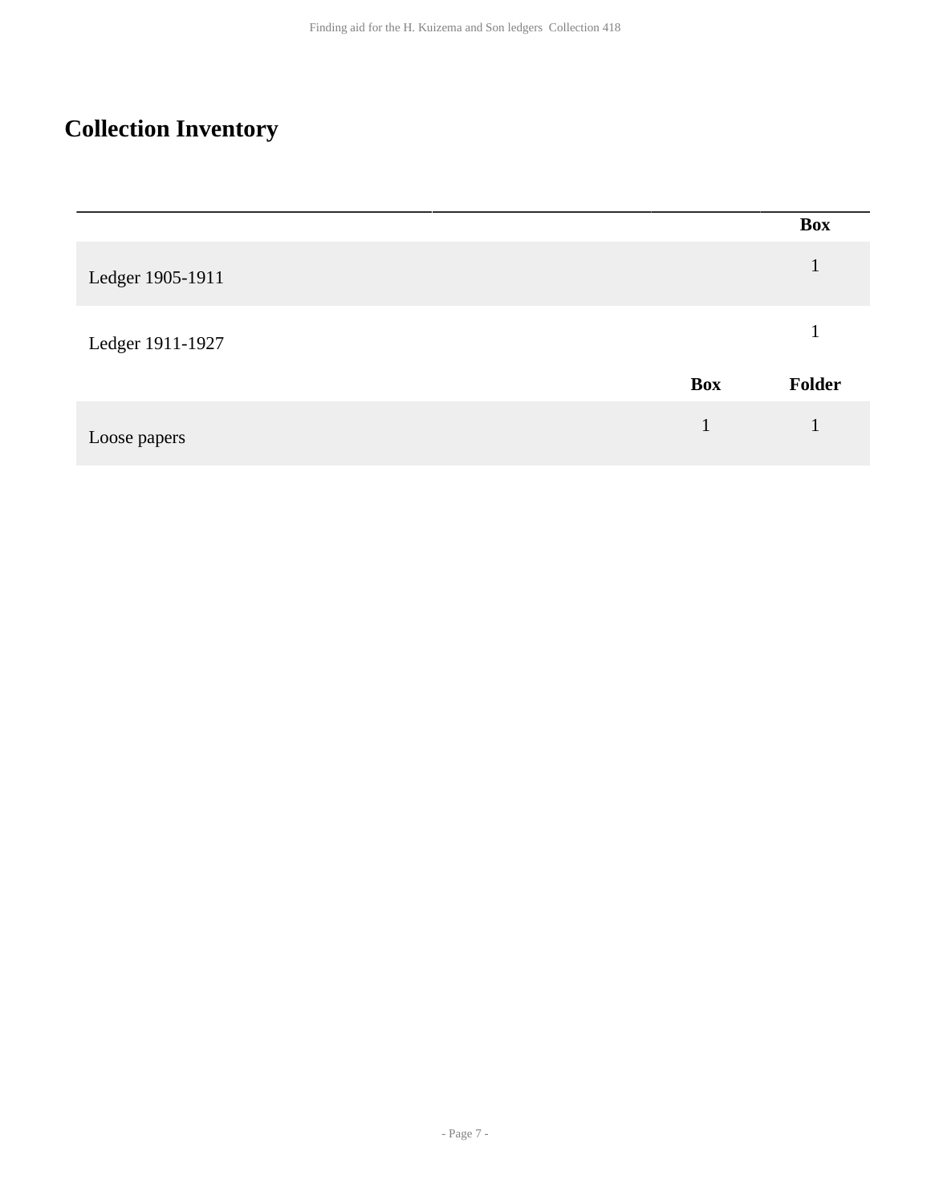# Collection Inventory

| | Box | Folder |
|---|---|---|
| Ledger 1905-1911 | | 1 |
| Ledger 1911-1927 | | 1 |
| | **Box** | **Folder** |
| Loose papers | 1 | 1 |